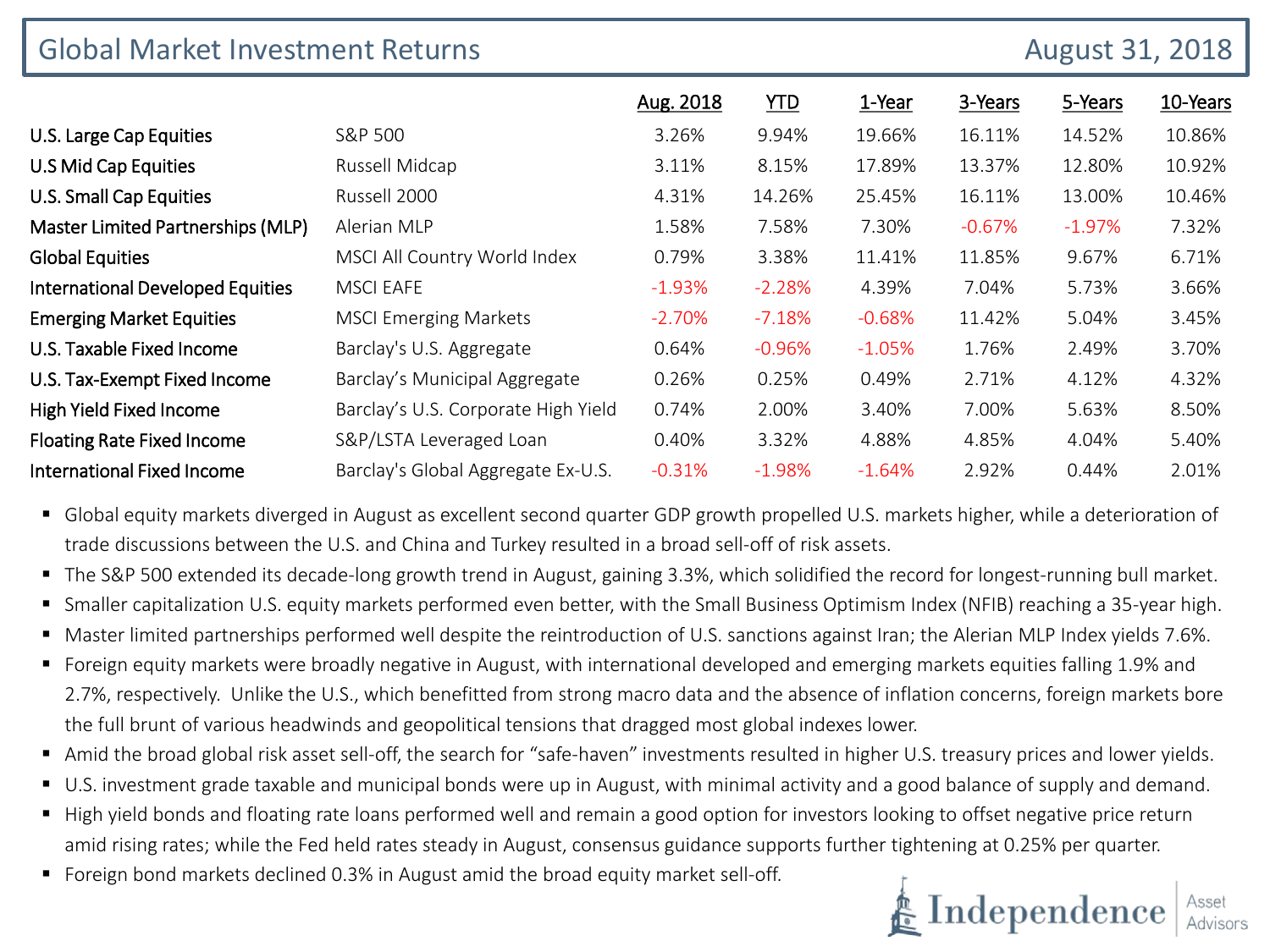# Global Market Investment Returns

August 31, 2018

| | | Aug. 2018 | YTD | 1-Year | 3-Years | 5-Years | 10-Years |
|---|---|---|---|---|---|---|---|
| U.S. Large Cap Equities | S&P 500 | 3.26% | 9.94% | 19.66% | 16.11% | 14.52% | 10.86% |
| U.S Mid Cap Equities | Russell Midcap | 3.11% | 8.15% | 17.89% | 13.37% | 12.80% | 10.92% |
| U.S. Small Cap Equities | Russell 2000 | 4.31% | 14.26% | 25.45% | 16.11% | 13.00% | 10.46% |
| Master Limited Partnerships (MLP) | Alerian MLP | 1.58% | 7.58% | 7.30% | -0.67% | -1.97% | 7.32% |
| Global Equities | MSCI All Country World Index | 0.79% | 3.38% | 11.41% | 11.85% | 9.67% | 6.71% |
| International Developed Equities | MSCI EAFE | -1.93% | -2.28% | 4.39% | 7.04% | 5.73% | 3.66% |
| Emerging Market Equities | MSCI Emerging Markets | -2.70% | -7.18% | -0.68% | 11.42% | 5.04% | 3.45% |
| U.S. Taxable Fixed Income | Barclay's U.S. Aggregate | 0.64% | -0.96% | -1.05% | 1.76% | 2.49% | 3.70% |
| U.S. Tax-Exempt Fixed Income | Barclay's Municipal Aggregate | 0.26% | 0.25% | 0.49% | 2.71% | 4.12% | 4.32% |
| High Yield Fixed Income | Barclay's U.S. Corporate High Yield | 0.74% | 2.00% | 3.40% | 7.00% | 5.63% | 8.50% |
| Floating Rate Fixed Income | S&P/LSTA Leveraged Loan | 0.40% | 3.32% | 4.88% | 4.85% | 4.04% | 5.40% |
| International Fixed Income | Barclay's Global Aggregate Ex-U.S. | -0.31% | -1.98% | -1.64% | 2.92% | 0.44% | 2.01% |

- Global equity markets diverged in August as excellent second quarter GDP growth propelled U.S. markets higher, while a deterioration of trade discussions between the U.S. and China and Turkey resulted in a broad sell-off of risk assets.
- The S&P 500 extended its decade-long growth trend in August, gaining 3.3%, which solidified the record for longest-running bull market.
- Smaller capitalization U.S. equity markets performed even better, with the Small Business Optimism Index (NFIB) reaching a 35-year high.
- Master limited partnerships performed well despite the reintroduction of U.S. sanctions against Iran; the Alerian MLP Index yields 7.6%.
- Foreign equity markets were broadly negative in August, with international developed and emerging markets equities falling 1.9% and 2.7%, respectively. Unlike the U.S., which benefitted from strong macro data and the absence of inflation concerns, foreign markets bore the full brunt of various headwinds and geopolitical tensions that dragged most global indexes lower.
- Amid the broad global risk asset sell-off, the search for "safe-haven" investments resulted in higher U.S. treasury prices and lower yields.
- U.S. investment grade taxable and municipal bonds were up in August, with minimal activity and a good balance of supply and demand.
- High yield bonds and floating rate loans performed well and remain a good option for investors looking to offset negative price return amid rising rates; while the Fed held rates steady in August, consensus guidance supports further tightening at 0.25% per quarter.
- Foreign bond markets declined 0.3% in August amid the broad equity market sell-off.

Independence Asset Advisors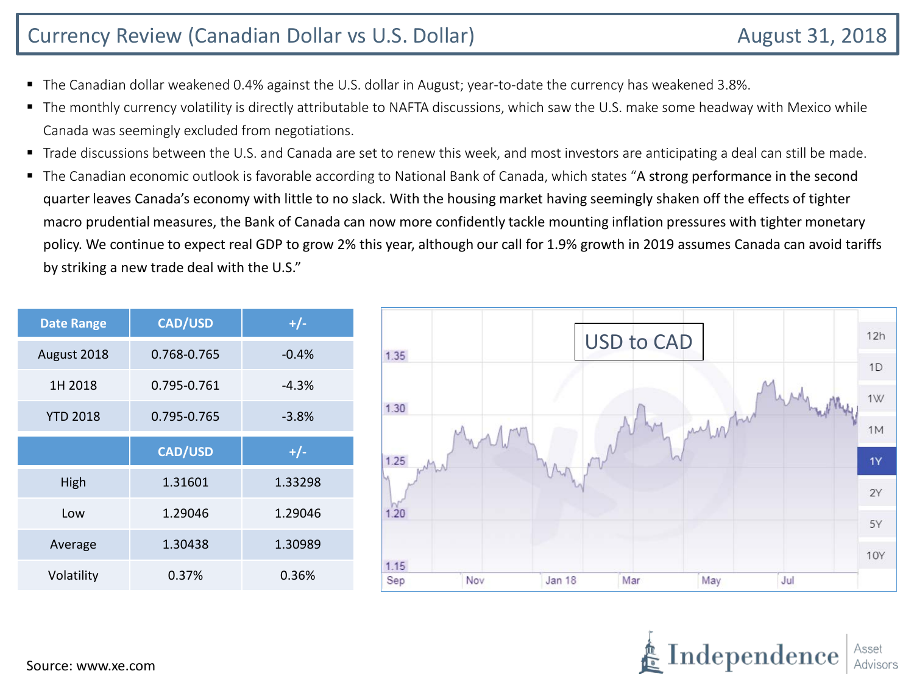# Currency Review (Canadian Dollar vs U.S. Dollar)

August 31, 2018

- The Canadian dollar weakened 0.4% against the U.S. dollar in August; year-to-date the currency has weakened 3.8%.
- The monthly currency volatility is directly attributable to NAFTA discussions, which saw the U.S. make some headway with Mexico while Canada was seemingly excluded from negotiations.
- Trade discussions between the U.S. and Canada are set to renew this week, and most investors are anticipating a deal can still be made.
- The Canadian economic outlook is favorable according to National Bank of Canada, which states "A strong performance in the second quarter leaves Canada's economy with little to no slack. With the housing market having seemingly shaken off the effects of tighter macro prudential measures, the Bank of Canada can now more confidently tackle mounting inflation pressures with tighter monetary policy. We continue to expect real GDP to grow 2% this year, although our call for 1.9% growth in 2019 assumes Canada can avoid tariffs by striking a new trade deal with the U.S."

| Date Range | CAD/USD | +/- |
|---|---|---|
| August 2018 | 0.768-0.765 | -0.4% |
| 1H 2018 | 0.795-0.761 | -4.3% |
| YTD 2018 | 0.795-0.765 | -3.8% |
| | **CAD/USD** | **+/-** |
| High | 1.31601 | 1.33298 |
| Low | 1.29046 | 1.29046 |
| Average | 1.30438 | 1.30989 |
| Volatility | 0.37% | 0.36% |

USD to CAD

1.35
1.30
1.25
1.20
1.15

Sep Nov Jan 18 Mar May Jul

12h 1D 1W 1M 1Y 2Y 5Y 10Y

Source: www.xe.com

Independence Asset Advisors